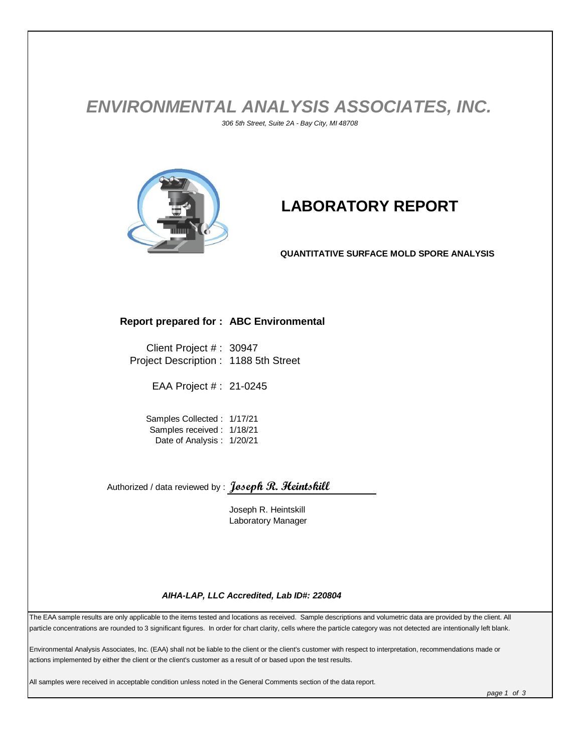# *ENVIRONMENTAL ANALYSIS ASSOCIATES, INC.*

*306 5th Street, Suite 2A - Bay City, MI 48708*

## LABORATORY REPORT

**QUANTITATIVE SURFACE MOLD SPORE ANALYSIS**

**Report prepared for : ABC Environmental**

Client Project # : 30947
Project Description : 1188 5th Street

EAA Project # : 21-0245

Samples Collected : 1/17/21
Samples received : 1/18/21
Date of Analysis : 1/20/21

Authorized / data reviewed by : *Joseph R. Heintskill*

Joseph R. Heintskill
Laboratory Manager

***AIHA-LAP, LLC Accredited, Lab ID#: 220804***

The EAA sample results are only applicable to the items tested and locations as received. Sample descriptions and volumetric data are provided by the client. All particle concentrations are rounded to 3 significant figures. In order for chart clarity, cells where the particle category was not detected are intentionally left blank.

Environmental Analysis Associates, Inc. (EAA) shall not be liable to the client or the client's customer with respect to interpretation, recommendations made or actions implemented by either the client or the client's customer as a result of or based upon the test results.

All samples were received in acceptable condition unless noted in the General Comments section of the data report.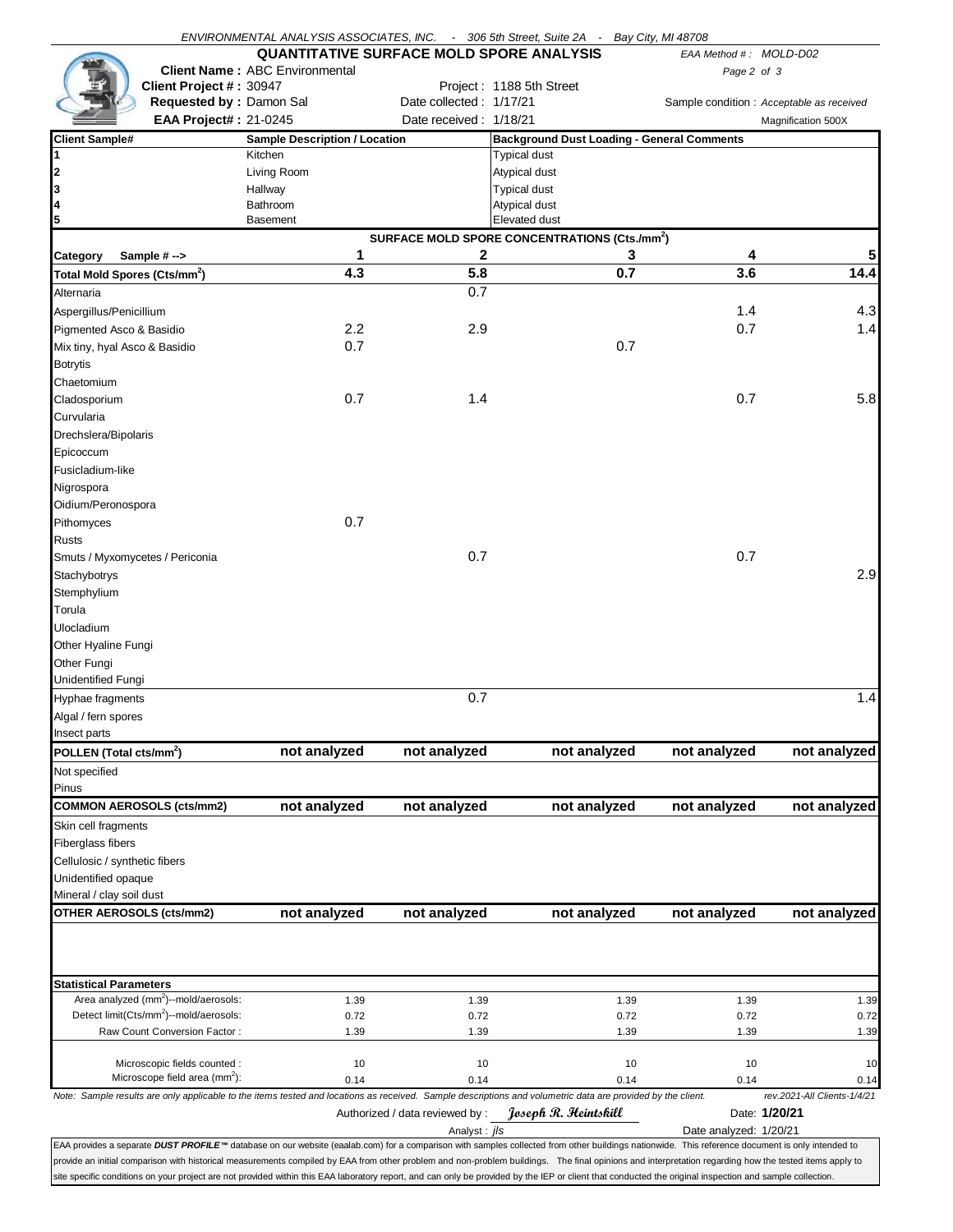ENVIRONMENTAL ANALYSIS ASSOCIATES, INC. - 306 5th Street, Suite 2A - Bay City, MI 48708

## QUANTITATIVE SURFACE MOLD SPORE ANALYSIS

EAA Method #: MOLD-D02

**Client Name :** ABC Environmental
**Client Project # :** 30947 — Project : 1188 5th Street
**Requested by :** Damon Sal — Date collected : 1/17/21 — Sample condition : *Acceptable as received*
**EAA Project# :** 21-0245 — Date received : 1/18/21 — Magnification 500X

| Client Sample# | Sample Description / Location | Background Dust Loading - General Comments |
|---|---|---|
| 1 | Kitchen | Typical dust |
| 2 | Living Room | Atypical dust |
| 3 | Hallway | Typical dust |
| 4 | Bathroom | Atypical dust |
| 5 | Basement | Elevated dust |

**SURFACE MOLD SPORE CONCENTRATIONS (Cts./mm$^2$)**

| Category Sample # --> | 1 | 2 | 3 | 4 | 5 |
|---|---|---|---|---|---|
| **Total Mold Spores (Cts/mm$^2$)** | **4.3** | **5.8** | **0.7** | **3.6** | **14.4** |
| Alternaria | | 0.7 | | | |
| Aspergillus/Penicillium | | | | 1.4 | 4.3 |
| Pigmented Asco & Basidio | 2.2 | 2.9 | | 0.7 | 1.4 |
| Mix tiny, hyal Asco & Basidio | 0.7 | | 0.7 | | |
| Botrytis | | | | | |
| Chaetomium | | | | | |
| Cladosporium | 0.7 | 1.4 | | 0.7 | 5.8 |
| Curvularia | | | | | |
| Drechslera/Bipolaris | | | | | |
| Epicoccum | | | | | |
| Fusicladium-like | | | | | |
| Nigrospora | | | | | |
| Oidium/Peronospora | | | | | |
| Pithomyces | 0.7 | | | | |
| Rusts | | | | | |
| Smuts / Myxomycetes / Periconia | | 0.7 | | 0.7 | |
| Stachybotrys | | | | | 2.9 |
| Stemphylium | | | | | |
| Torula | | | | | |
| Ulocladium | | | | | |
| Other Hyaline Fungi | | | | | |
| Other Fungi | | | | | |
| Unidentified Fungi | | | | | |
| Hyphae fragments | | 0.7 | | | 1.4 |
| Algal / fern spores | | | | | |
| Insect parts | | | | | |
| **POLLEN (Total cts/mm$^2$)** | **not analyzed** | **not analyzed** | **not analyzed** | **not analyzed** | **not analyzed** |
| Not specified | | | | | |
| Pinus | | | | | |
| **COMMON AEROSOLS (cts/mm2)** | **not analyzed** | **not analyzed** | **not analyzed** | **not analyzed** | **not analyzed** |
| Skin cell fragments | | | | | |
| Fiberglass fibers | | | | | |
| Cellulosic / synthetic fibers | | | | | |
| Unidentified opaque | | | | | |
| Mineral / clay soil dust | | | | | |
| **OTHER AEROSOLS (cts/mm2)** | **not analyzed** | **not analyzed** | **not analyzed** | **not analyzed** | **not analyzed** |
| **Statistical Parameters** | | | | | |
| Area analyzed (mm$^2$)--mold/aerosols: | 1.39 | 1.39 | 1.39 | 1.39 | 1.39 |
| Detect limit(Cts/mm$^2$)--mold/aerosols: | 0.72 | 0.72 | 0.72 | 0.72 | 0.72 |
| Raw Count Conversion Factor : | 1.39 | 1.39 | 1.39 | 1.39 | 1.39 |
| Microscopic fields counted : | 10 | 10 | 10 | 10 | 10 |
| Microscope field area (mm$^2$): | 0.14 | 0.14 | 0.14 | 0.14 | 0.14 |

*Note: Sample results are only applicable to the items tested and locations as received. Sample descriptions and volumetric data are provided by the client.* — *rev.2021-All Clients-1/4/21*

Authorized / data reviewed by : *Joseph R. Heintskill* — Date: **1/20/21**

Analyst : *jls* — Date analyzed: 1/20/21

EAA provides a separate ***DUST PROFILE™*** database on our website (eaalab.com) for a comparison with samples collected from other buildings nationwide. This reference document is only intended to provide an initial comparison with historical measurements compiled by EAA from other problem and non-problem buildings. The final opinions and interpretation regarding how the tested items apply to site specific conditions on your project are not provided within this EAA laboratory report, and can only be provided by the IEP or client that conducted the original inspection and sample collection.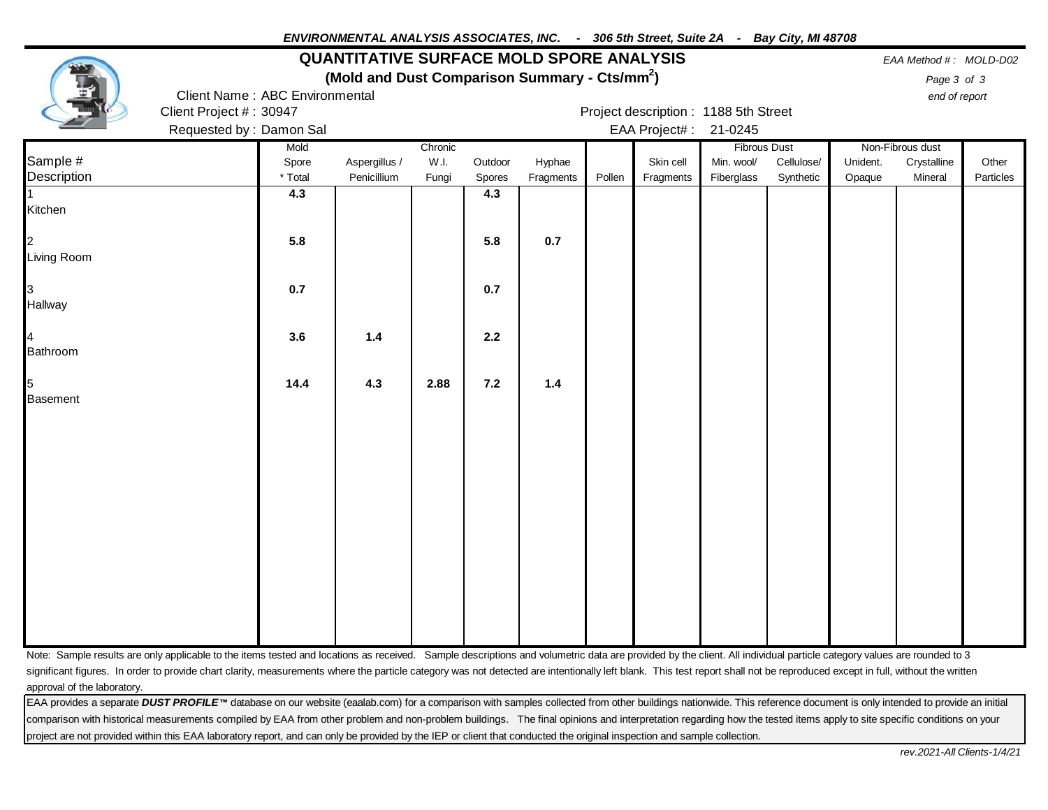***ENVIRONMENTAL ANALYSIS ASSOCIATES, INC. - 306 5th Street, Suite 2A - Bay City, MI 48708***

# QUANTITATIVE SURFACE MOLD SPORE ANALYSIS

## (Mold and Dust Comparison Summary - Cts/mm$^2$)

*EAA Method # : MOLD-D02*

*end of report*

Client Name : ABC Environmental
Client Project # : 30947
Requested by : Damon Sal

Project description : 1188 5th Street
EAA Project# : 21-0245

| Sample # Description | Mold Spore * Total | Aspergillus / Penicillium | Chronic W.I. Fungi | Outdoor Spores | Hyphae Fragments | Pollen | Skin cell Fragments | Fibrous Dust: Min. wool/ Fiberglass | Fibrous Dust: Cellulose/ Synthetic | Non-Fibrous dust: Unident. Opaque | Non-Fibrous dust: Crystalline Mineral | Other Particles |
|---|---|---|---|---|---|---|---|---|---|---|---|---|
| 1 Kitchen | **4.3** | | | **4.3** | | | | | | | | |
| 2 Living Room | **5.8** | | | **5.8** | **0.7** | | | | | | | |
| 3 Hallway | **0.7** | | | **0.7** | | | | | | | | |
| 4 Bathroom | **3.6** | **1.4** | | **2.2** | | | | | | | | |
| 5 Basement | **14.4** | **4.3** | **2.88** | **7.2** | **1.4** | | | | | | | |

Note: Sample results are only applicable to the items tested and locations as received. Sample descriptions and volumetric data are provided by the client. All individual particle category values are rounded to 3 significant figures. In order to provide chart clarity, measurements where the particle category was not detected are intentionally left blank. This test report shall not be reproduced except in full, without the written approval of the laboratory.

EAA provides a separate ***DUST PROFILE™*** database on our website (eaalab.com) for a comparison with samples collected from other buildings nationwide. This reference document is only intended to provide an initial comparison with historical measurements compiled by EAA from other problem and non-problem buildings. The final opinions and interpretation regarding how the tested items apply to site specific conditions on your project are not provided within this EAA laboratory report, and can only be provided by the IEP or client that conducted the original inspection and sample collection.

*rev.2021-All Clients-1/4/21*